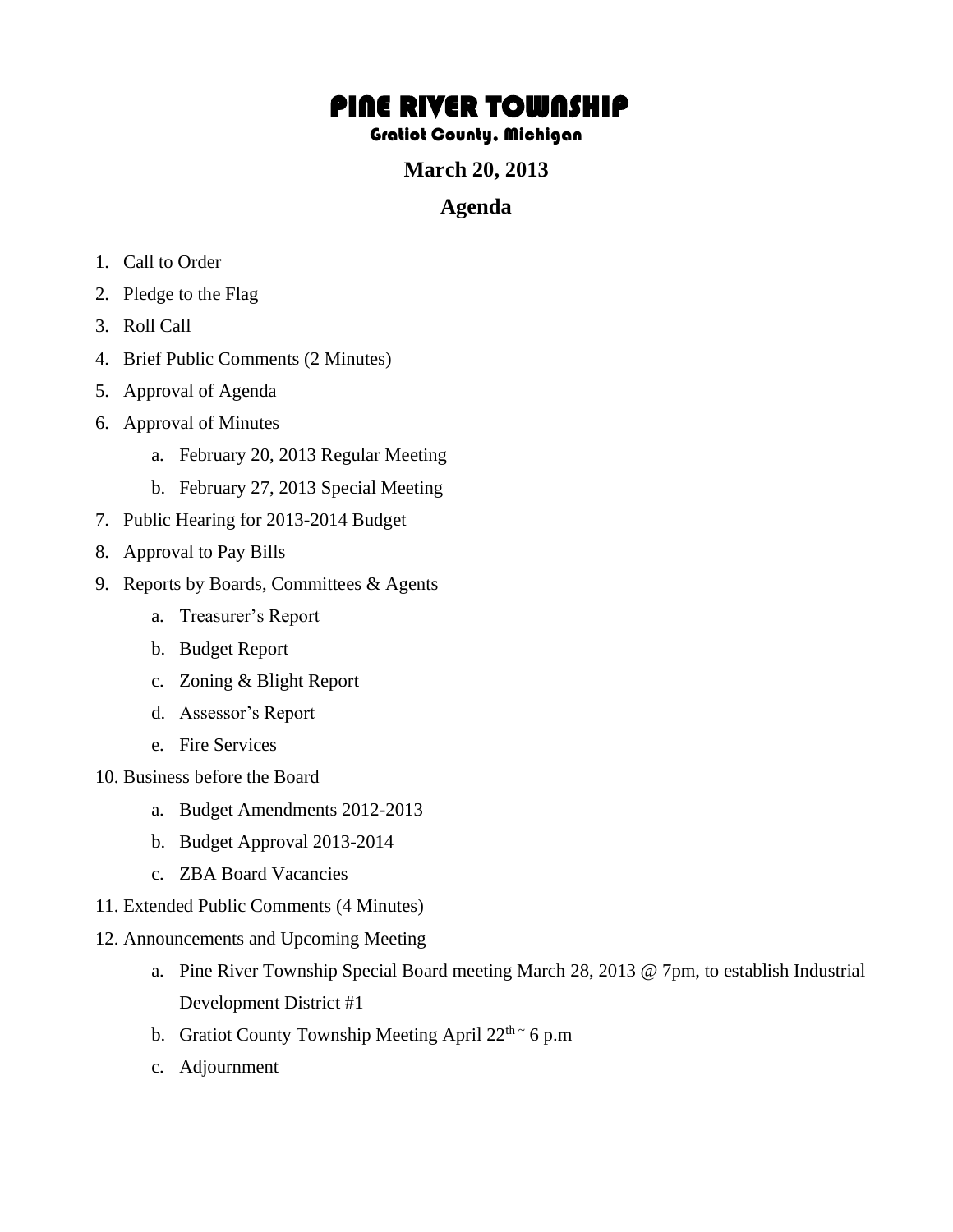# PINE RIVER TOWNSHIP

## Gratiot County, Michigan

## March 20, 2013

## Agenda

1. Call to Order
2. Pledge to the Flag
3. Roll Call
4. Brief Public Comments (2 Minutes)
5. Approval of Agenda
6. Approval of Minutes
    a. February 20, 2013 Regular Meeting
    b. February 27, 2013 Special Meeting
7. Public Hearing for 2013-2014 Budget
8. Approval to Pay Bills
9. Reports by Boards, Committees & Agents
    a. Treasurer's Report
    b. Budget Report
    c. Zoning & Blight Report
    d. Assessor's Report
    e. Fire Services
10. Business before the Board
    a. Budget Amendments 2012-2013
    b. Budget Approval 2013-2014
    c. ZBA Board Vacancies
11. Extended Public Comments (4 Minutes)
12. Announcements and Upcoming Meeting
    a. Pine River Township Special Board meeting March 28, 2013 @ 7pm, to establish Industrial Development District #1
    b. Gratiot County Township Meeting April 22nd ~ 6 p.m
    c. Adjournment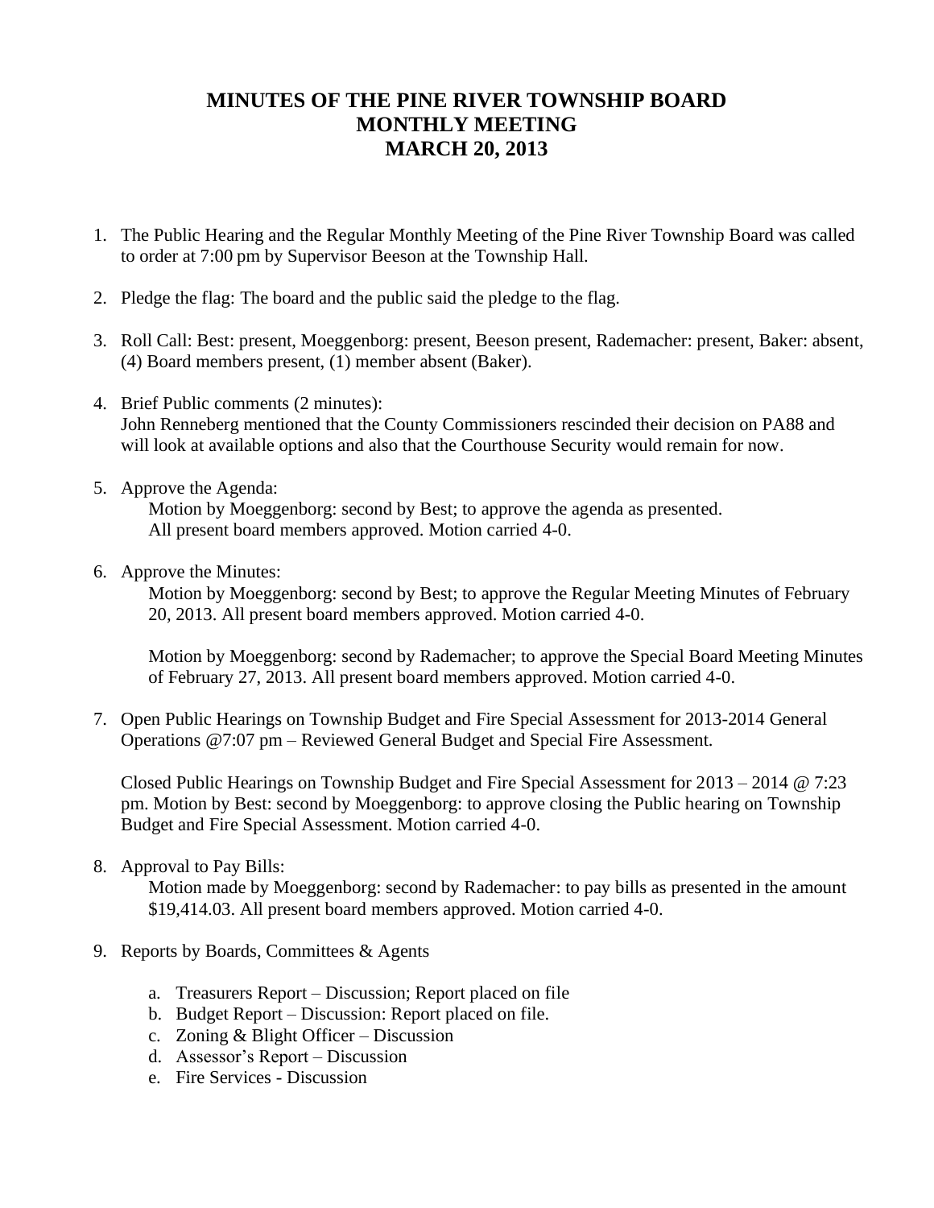# MINUTES OF THE PINE RIVER TOWNSHIP BOARD MONTHLY MEETING MARCH 20, 2013

1. The Public Hearing and the Regular Monthly Meeting of the Pine River Township Board was called to order at 7:00 pm by Supervisor Beeson at the Township Hall.

2. Pledge the flag: The board and the public said the pledge to the flag.

3. Roll Call: Best: present, Moeggenborg: present, Beeson present, Rademacher: present, Baker: absent, (4) Board members present, (1) member absent (Baker).

4. Brief Public comments (2 minutes):
   John Renneberg mentioned that the County Commissioners rescinded their decision on PA88 and will look at available options and also that the Courthouse Security would remain for now.

5. Approve the Agenda:
   Motion by Moeggenborg: second by Best; to approve the agenda as presented. All present board members approved. Motion carried 4-0.

6. Approve the Minutes:
   Motion by Moeggenborg: second by Best; to approve the Regular Meeting Minutes of February 20, 2013. All present board members approved. Motion carried 4-0.

   Motion by Moeggenborg: second by Rademacher; to approve the Special Board Meeting Minutes of February 27, 2013. All present board members approved. Motion carried 4-0.

7. Open Public Hearings on Township Budget and Fire Special Assessment for 2013-2014 General Operations @7:07 pm – Reviewed General Budget and Special Fire Assessment.

   Closed Public Hearings on Township Budget and Fire Special Assessment for 2013 – 2014 @ 7:23 pm. Motion by Best: second by Moeggenborg: to approve closing the Public hearing on Township Budget and Fire Special Assessment. Motion carried 4-0.

8. Approval to Pay Bills:
   Motion made by Moeggenborg: second by Rademacher: to pay bills as presented in the amount $19,414.03. All present board members approved. Motion carried 4-0.

9. Reports by Boards, Committees & Agents

   a. Treasurers Report – Discussion; Report placed on file
   b. Budget Report – Discussion: Report placed on file.
   c. Zoning & Blight Officer – Discussion
   d. Assessor's Report – Discussion
   e. Fire Services - Discussion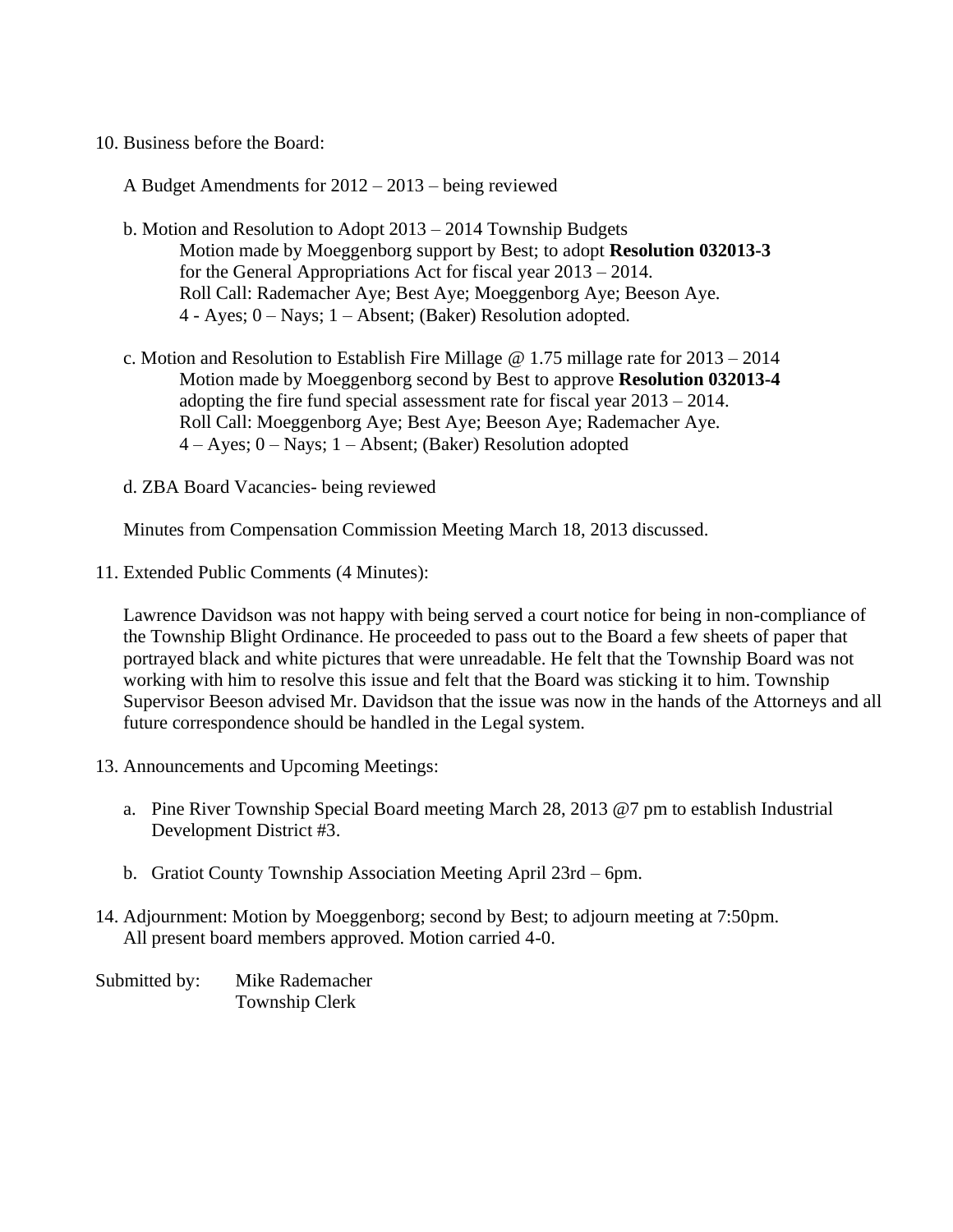10. Business before the Board:

    A Budget Amendments for 2012 – 2013 – being reviewed

    b. Motion and Resolution to Adopt 2013 – 2014 Township Budgets
    Motion made by Moeggenborg support by Best; to adopt **Resolution 032013-3** for the General Appropriations Act for fiscal year 2013 – 2014.
    Roll Call: Rademacher Aye; Best Aye; Moeggenborg Aye; Beeson Aye.
    4 - Ayes; 0 – Nays; 1 – Absent; (Baker) Resolution adopted.

    c. Motion and Resolution to Establish Fire Millage @ 1.75 millage rate for 2013 – 2014
    Motion made by Moeggenborg second by Best to approve **Resolution 032013-4** adopting the fire fund special assessment rate for fiscal year 2013 – 2014.
    Roll Call: Moeggenborg Aye; Best Aye; Beeson Aye; Rademacher Aye.
    4 – Ayes; 0 – Nays; 1 – Absent; (Baker) Resolution adopted

    d. ZBA Board Vacancies- being reviewed

    Minutes from Compensation Commission Meeting March 18, 2013 discussed.

11. Extended Public Comments (4 Minutes):

    Lawrence Davidson was not happy with being served a court notice for being in non-compliance of the Township Blight Ordinance. He proceeded to pass out to the Board a few sheets of paper that portrayed black and white pictures that were unreadable. He felt that the Township Board was not working with him to resolve this issue and felt that the Board was sticking it to him. Township Supervisor Beeson advised Mr. Davidson that the issue was now in the hands of the Attorneys and all future correspondence should be handled in the Legal system.

13. Announcements and Upcoming Meetings:

    a. Pine River Township Special Board meeting March 28, 2013 @7 pm to establish Industrial Development District #3.

    b. Gratiot County Township Association Meeting April 23rd – 6pm.

14. Adjournment: Motion by Moeggenborg; second by Best; to adjourn meeting at 7:50pm.
    All present board members approved. Motion carried 4-0.

Submitted by: Mike Rademacher
Township Clerk